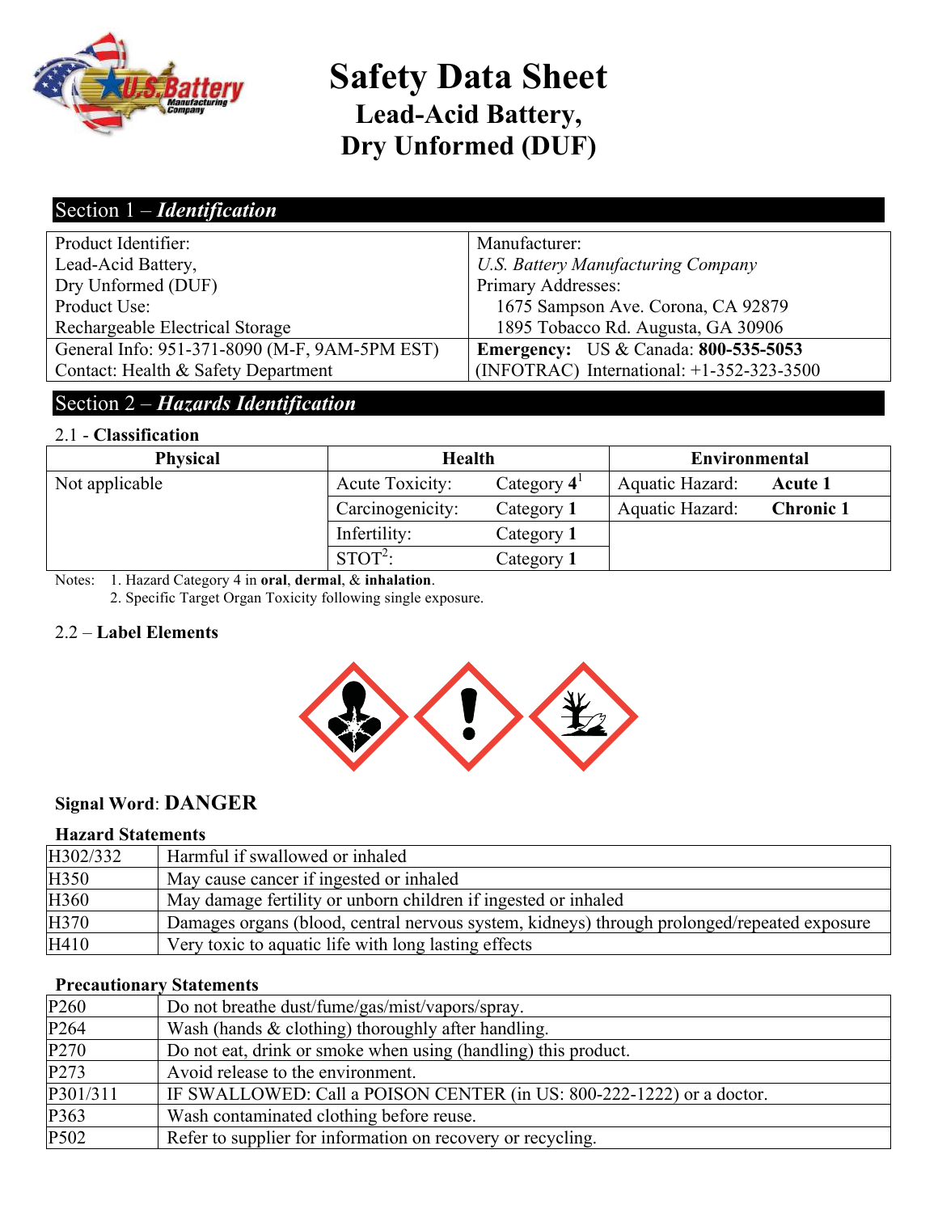# Safety Data Sheet
## Lead-Acid Battery, Dry Unformed (DUF)

## Section 1 – *Identification*

| Product Identifier: Lead-Acid Battery, Dry Unformed (DUF) Product Use: Rechargeable Electrical Storage | Manufacturer: *U.S. Battery Manufacturing Company* Primary Addresses: 1675 Sampson Ave. Corona, CA 92879 1895 Tobacco Rd. Augusta, GA 30906 |
|---|---|
| General Info: 951-371-8090 (M-F, 9AM-5PM EST) Contact: Health & Safety Department | **Emergency:** US & Canada: **800-535-5053** (INFOTRAC) International: +1-352-323-3500 |

## Section 2 – *Hazards Identification*

### 2.1 - **Classification**

| Physical | Health | | Environmental | |
|---|---|---|---|---|
| Not applicable | Acute Toxicity: | Category **4**[1] | Aquatic Hazard: | **Acute 1** |
| | Carcinogenicity: | Category **1** | Aquatic Hazard: | **Chronic 1** |
| | Infertility: | Category **1** | | |
| | STOT[2]: | Category **1** | | |

Notes: 1. Hazard Category 4 in **oral**, **dermal**, & **inhalation**.
2. Specific Target Organ Toxicity following single exposure.

### 2.2 – **Label Elements**

**Signal Word**: **DANGER**

**Hazard Statements**

| | |
|---|---|
| H302/332 | Harmful if swallowed or inhaled |
| H350 | May cause cancer if ingested or inhaled |
| H360 | May damage fertility or unborn children if ingested or inhaled |
| H370 | Damages organs (blood, central nervous system, kidneys) through prolonged/repeated exposure |
| H410 | Very toxic to aquatic life with long lasting effects |

**Precautionary Statements**

| | |
|---|---|
| P260 | Do not breathe dust/fume/gas/mist/vapors/spray. |
| P264 | Wash (hands & clothing) thoroughly after handling. |
| P270 | Do not eat, drink or smoke when using (handling) this product. |
| P273 | Avoid release to the environment. |
| P301/311 | IF SWALLOWED: Call a POISON CENTER (in US: 800-222-1222) or a doctor. |
| P363 | Wash contaminated clothing before reuse. |
| P502 | Refer to supplier for information on recovery or recycling. |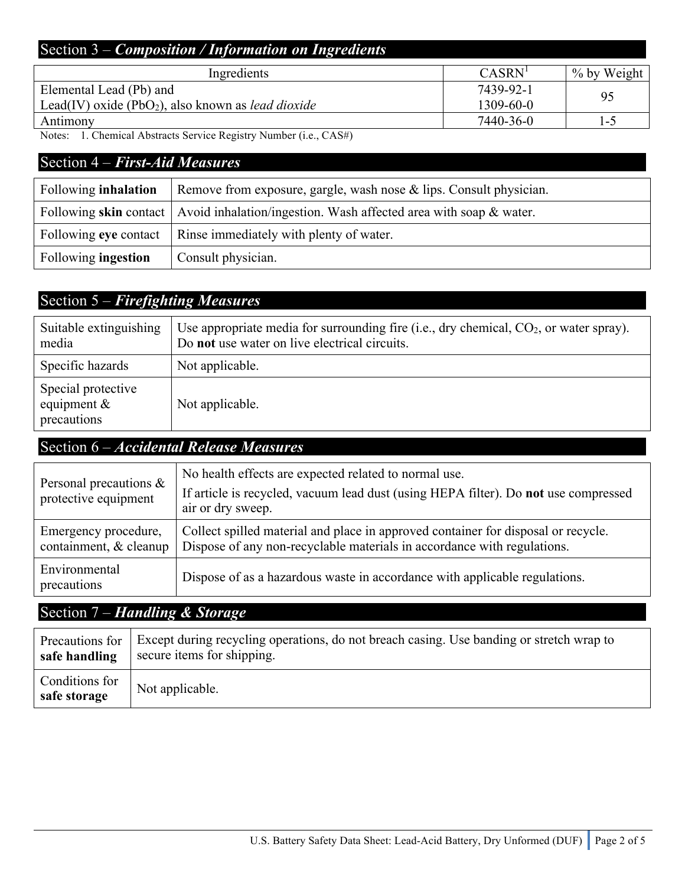## Section 3 – *Composition / Information on Ingredients*

| Ingredients | CASRN[1] | % by Weight |
|---|---|---|
| Elemental Lead (Pb) and<br>Lead(IV) oxide ($PbO_2$), also known as *lead dioxide* | 7439-92-1<br>1309-60-0 | 95 |
| Antimony | 7440-36-0 | 1-5 |

Notes: 1. Chemical Abstracts Service Registry Number (i.e., CAS#)

## Section 4 – *First-Aid Measures*

| | |
|---|---|
| Following **inhalation** | Remove from exposure, gargle, wash nose & lips. Consult physician. |
| Following **skin** contact | Avoid inhalation/ingestion. Wash affected area with soap & water. |
| Following **eye** contact | Rinse immediately with plenty of water. |
| Following **ingestion** | Consult physician. |

## Section 5 – *Firefighting Measures*

| | |
|---|---|
| Suitable extinguishing media | Use appropriate media for surrounding fire (i.e., dry chemical, $CO_2$, or water spray). Do **not** use water on live electrical circuits. |
| Specific hazards | Not applicable. |
| Special protective equipment & precautions | Not applicable. |

## Section 6 – *Accidental Release Measures*

| | |
|---|---|
| Personal precautions & protective equipment | No health effects are expected related to normal use.<br>If article is recycled, vacuum lead dust (using HEPA filter). Do **not** use compressed air or dry sweep. |
| Emergency procedure, containment, & cleanup | Collect spilled material and place in approved container for disposal or recycle. Dispose of any non-recyclable materials in accordance with regulations. |
| Environmental precautions | Dispose of as a hazardous waste in accordance with applicable regulations. |

## Section 7 – *Handling & Storage*

| | |
|---|---|
| Precautions for **safe handling** | Except during recycling operations, do not breach casing. Use banding or stretch wrap to secure items for shipping. |
| Conditions for **safe storage** | Not applicable. |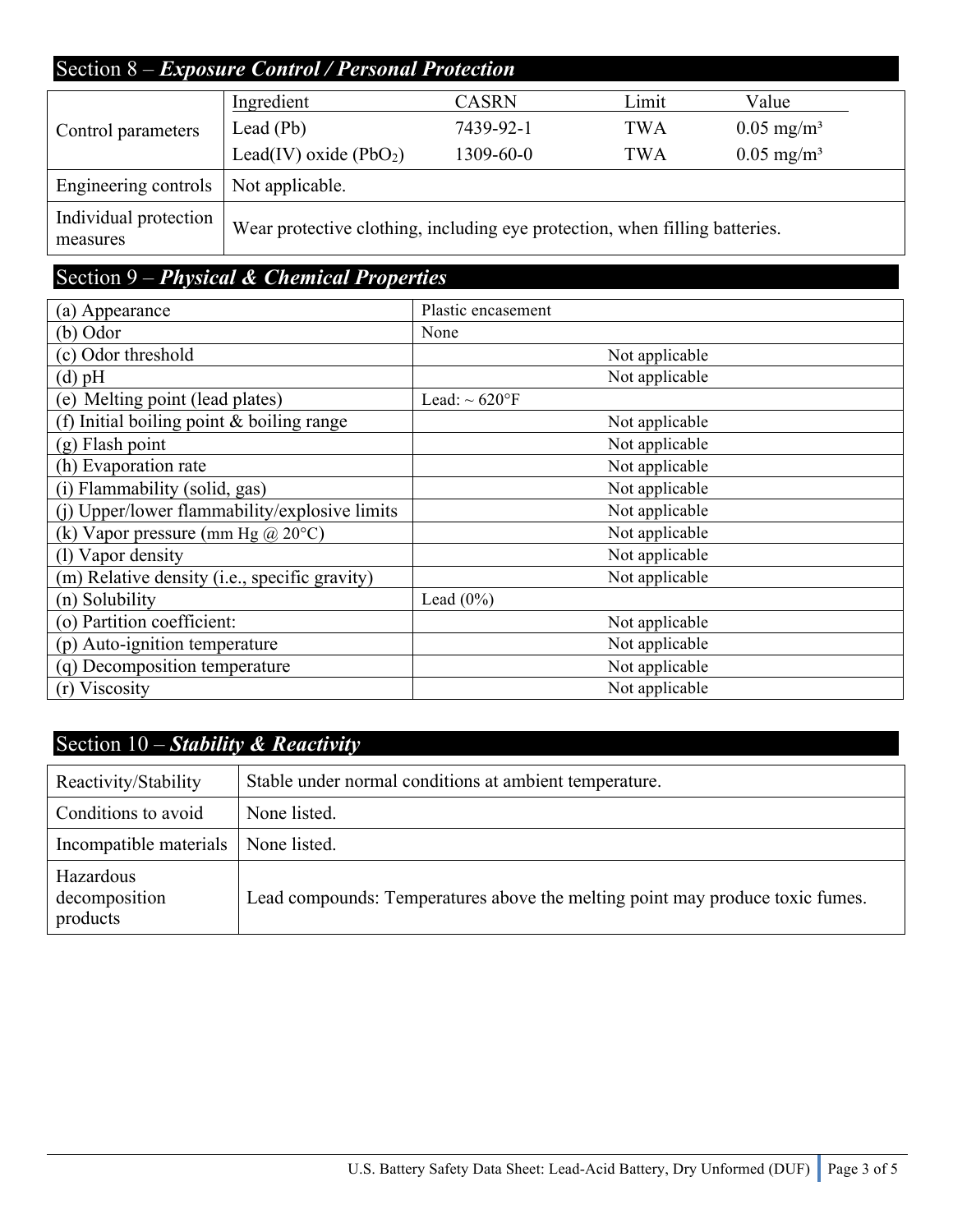## Section 8 – ***Exposure Control / Personal Protection***

| | Ingredient | CASRN | Limit | Value |
|---|---|---|---|---|
| Control parameters | Lead (Pb) | 7439-92-1 | TWA | 0.05 mg/m³ |
| | Lead(IV) oxide ($PbO_2$) | 1309-60-0 | TWA | 0.05 mg/m³ |
| Engineering controls | Not applicable. | | | |
| Individual protection measures | Wear protective clothing, including eye protection, when filling batteries. | | | |

## Section 9 – ***Physical & Chemical Properties***

| Property | Value |
|---|---|
| (a) Appearance | Plastic encasement |
| (b) Odor | None |
| (c) Odor threshold | Not applicable |
| (d) pH | Not applicable |
| (e) Melting point (lead plates) | Lead: ~ 620°F |
| (f) Initial boiling point & boiling range | Not applicable |
| (g) Flash point | Not applicable |
| (h) Evaporation rate | Not applicable |
| (i) Flammability (solid, gas) | Not applicable |
| (j) Upper/lower flammability/explosive limits | Not applicable |
| (k) Vapor pressure (mm Hg @ 20°C) | Not applicable |
| (l) Vapor density | Not applicable |
| (m) Relative density (i.e., specific gravity) | Not applicable |
| (n) Solubility | Lead (0%) |
| (o) Partition coefficient: | Not applicable |
| (p) Auto-ignition temperature | Not applicable |
| (q) Decomposition temperature | Not applicable |
| (r) Viscosity | Not applicable |

## Section 10 – ***Stability & Reactivity***

| Item | Details |
|---|---|
| Reactivity/Stability | Stable under normal conditions at ambient temperature. |
| Conditions to avoid | None listed. |
| Incompatible materials | None listed. |
| Hazardous decomposition products | Lead compounds: Temperatures above the melting point may produce toxic fumes. |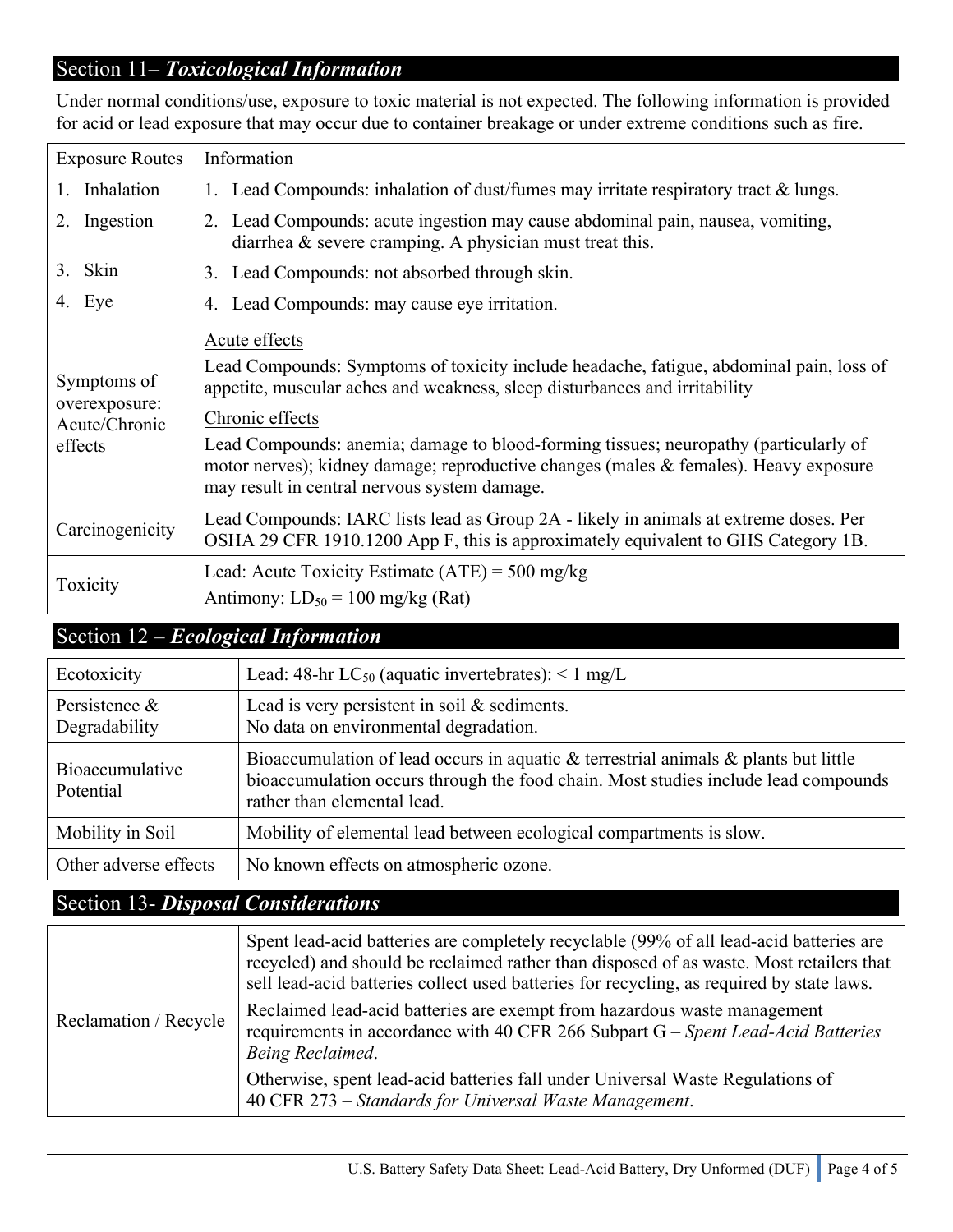## Section 11– *Toxicological Information*

Under normal conditions/use, exposure to toxic material is not expected. The following information is provided for acid or lead exposure that may occur due to container breakage or under extreme conditions such as fire.

| Exposure Routes | Information |
|---|---|
| 1. Inhalation | 1. Lead Compounds: inhalation of dust/fumes may irritate respiratory tract & lungs. |
| 2. Ingestion | 2. Lead Compounds: acute ingestion may cause abdominal pain, nausea, vomiting, diarrhea & severe cramping. A physician must treat this. |
| 3. Skin | 3. Lead Compounds: not absorbed through skin. |
| 4. Eye | 4. Lead Compounds: may cause eye irritation. |
| Symptoms of overexposure: Acute/Chronic effects | Acute effects<br>Lead Compounds: Symptoms of toxicity include headache, fatigue, abdominal pain, loss of appetite, muscular aches and weakness, sleep disturbances and irritability<br>Chronic effects<br>Lead Compounds: anemia; damage to blood-forming tissues; neuropathy (particularly of motor nerves); kidney damage; reproductive changes (males & females). Heavy exposure may result in central nervous system damage. |
| Carcinogenicity | Lead Compounds: IARC lists lead as Group 2A - likely in animals at extreme doses. Per OSHA 29 CFR 1910.1200 App F, this is approximately equivalent to GHS Category 1B. |
| Toxicity | Lead: Acute Toxicity Estimate (ATE) = 500 mg/kg<br>Antimony: $LD_{50}$ = 100 mg/kg (Rat) |

## Section 12 – *Ecological Information*

| | |
|---|---|
| Ecotoxicity | Lead: 48-hr $LC_{50}$ (aquatic invertebrates): < 1 mg/L |
| Persistence & Degradability | Lead is very persistent in soil & sediments.<br>No data on environmental degradation. |
| Bioaccumulative Potential | Bioaccumulation of lead occurs in aquatic & terrestrial animals & plants but little bioaccumulation occurs through the food chain. Most studies include lead compounds rather than elemental lead. |
| Mobility in Soil | Mobility of elemental lead between ecological compartments is slow. |
| Other adverse effects | No known effects on atmospheric ozone. |

## Section 13- *Disposal Considerations*

| | |
|---|---|
| Reclamation / Recycle | Spent lead-acid batteries are completely recyclable (99% of all lead-acid batteries are recycled) and should be reclaimed rather than disposed of as waste. Most retailers that sell lead-acid batteries collect used batteries for recycling, as required by state laws.<br>Reclaimed lead-acid batteries are exempt from hazardous waste management requirements in accordance with 40 CFR 266 Subpart G – *Spent Lead-Acid Batteries Being Reclaimed*.<br>Otherwise, spent lead-acid batteries fall under Universal Waste Regulations of 40 CFR 273 – *Standards for Universal Waste Management*. |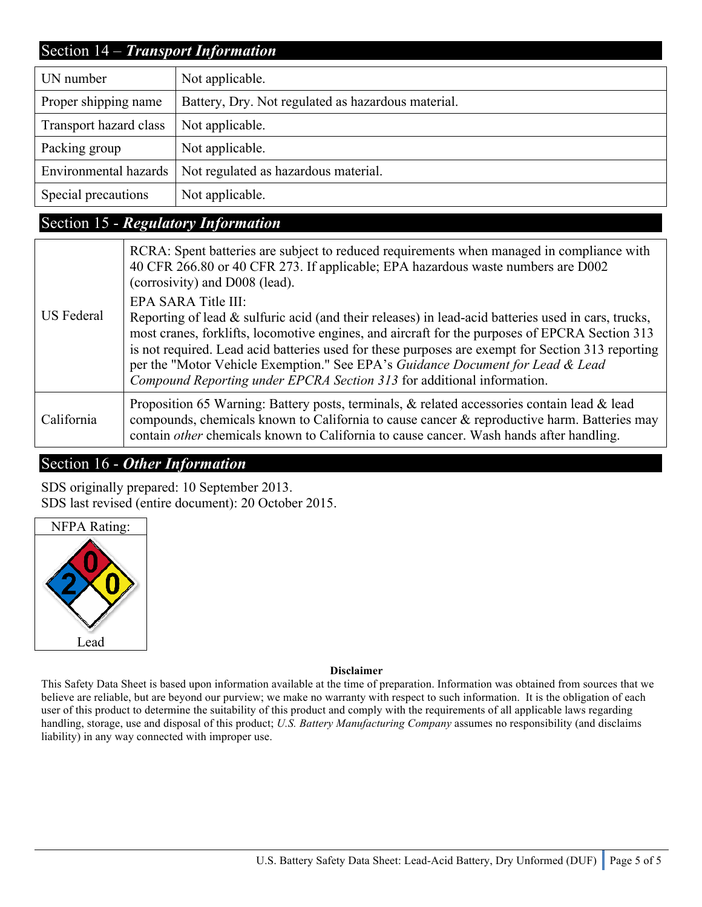## Section 14 – *Transport Information*

| | |
|---|---|
| UN number | Not applicable. |
| Proper shipping name | Battery, Dry. Not regulated as hazardous material. |
| Transport hazard class | Not applicable. |
| Packing group | Not applicable. |
| Environmental hazards | Not regulated as hazardous material. |
| Special precautions | Not applicable. |

## Section 15 - *Regulatory Information*

| | |
|---|---|
| US Federal | RCRA: Spent batteries are subject to reduced requirements when managed in compliance with 40 CFR 266.80 or 40 CFR 273. If applicable; EPA hazardous waste numbers are D002 (corrosivity) and D008 (lead).<br>EPA SARA Title III:<br>Reporting of lead & sulfuric acid (and their releases) in lead-acid batteries used in cars, trucks, most cranes, forklifts, locomotive engines, and aircraft for the purposes of EPCRA Section 313 is not required. Lead acid batteries used for these purposes are exempt for Section 313 reporting per the "Motor Vehicle Exemption." See EPA's *Guidance Document for Lead & Lead Compound Reporting under EPCRA Section 313* for additional information. |
| California | Proposition 65 Warning: Battery posts, terminals, & related accessories contain lead & lead compounds, chemicals known to California to cause cancer & reproductive harm. Batteries may contain *other* chemicals known to California to cause cancer. Wash hands after handling. |

## Section 16 - *Other Information*

SDS originally prepared: 10 September 2013.
SDS last revised (entire document): 20 October 2015.

NFPA Rating:

2
0
0

Lead

**Disclaimer**

This Safety Data Sheet is based upon information available at the time of preparation. Information was obtained from sources that we believe are reliable, but are beyond our purview; we make no warranty with respect to such information. It is the obligation of each user of this product to determine the suitability of this product and comply with the requirements of all applicable laws regarding handling, storage, use and disposal of this product; *U.S. Battery Manufacturing Company* assumes no responsibility (and disclaims liability) in any way connected with improper use.